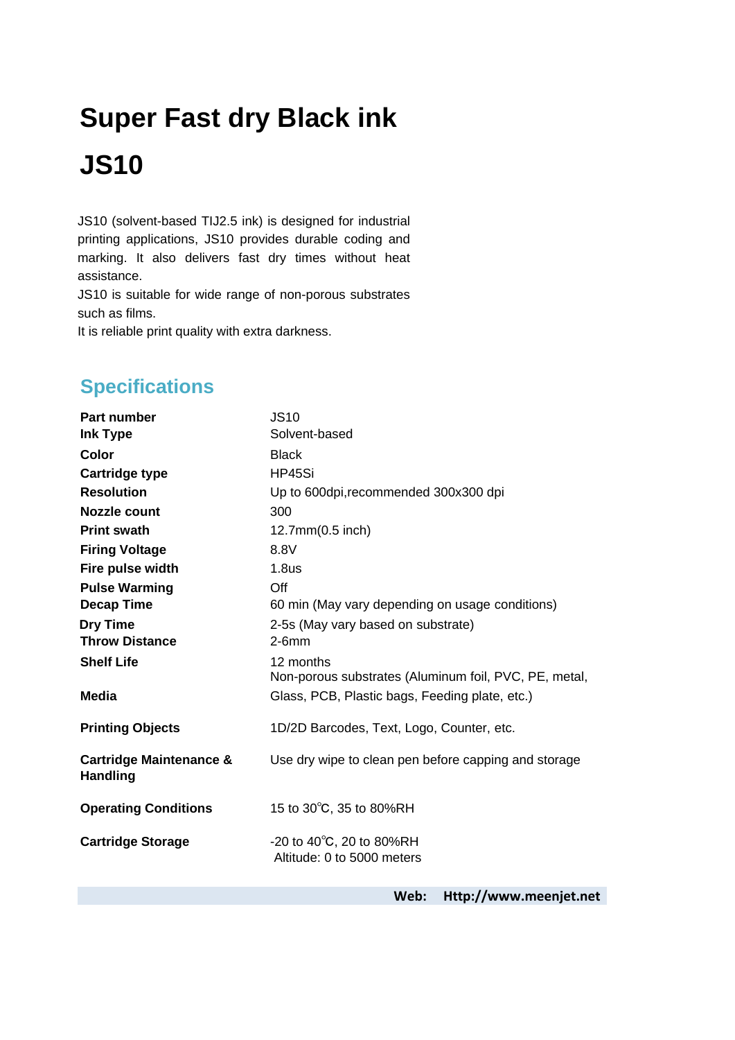# Super Fast dry Black ink

# JS10

JS10 (solvent-based TIJ2.5 ink) is designed for industrial printing applications, JS10 provides durable coding and marking. It also delivers fast dry times without heat assistance.
JS10 is suitable for wide range of non-porous substrates such as films.
It is reliable print quality with extra darkness.

## Specifications

| | |
|---|---|
| **Part number** | JS10 |
| **Ink Type** | Solvent-based |
| **Color** | Black |
| **Cartridge type** | HP45Si |
| **Resolution** | Up to 600dpi,recommended 300x300 dpi |
| **Nozzle count** | 300 |
| **Print swath** | 12.7mm(0.5 inch) |
| **Firing Voltage** | 8.8V |
| **Fire pulse width** | 1.8us |
| **Pulse Warming** | Off |
| **Decap Time** | 60 min (May vary depending on usage conditions) |
| **Dry Time** | 2-5s (May vary based on substrate) |
| **Throw Distance** | 2-6mm |
| **Shelf Life** | 12 months |
| **Media** | Non-porous substrates (Aluminum foil, PVC, PE, metal, Glass, PCB, Plastic bags, Feeding plate, etc.) |
| **Printing Objects** | 1D/2D Barcodes, Text, Logo, Counter, etc. |
| **Cartridge Maintenance & Handling** | Use dry wipe to clean pen before capping and storage |
| **Operating Conditions** | 15 to 30℃, 35 to 80%RH |
| **Cartridge Storage** | -20 to 40℃, 20 to 80%RH<br>Altitude: 0 to 5000 meters |

**Web: Http://www.meenjet.net**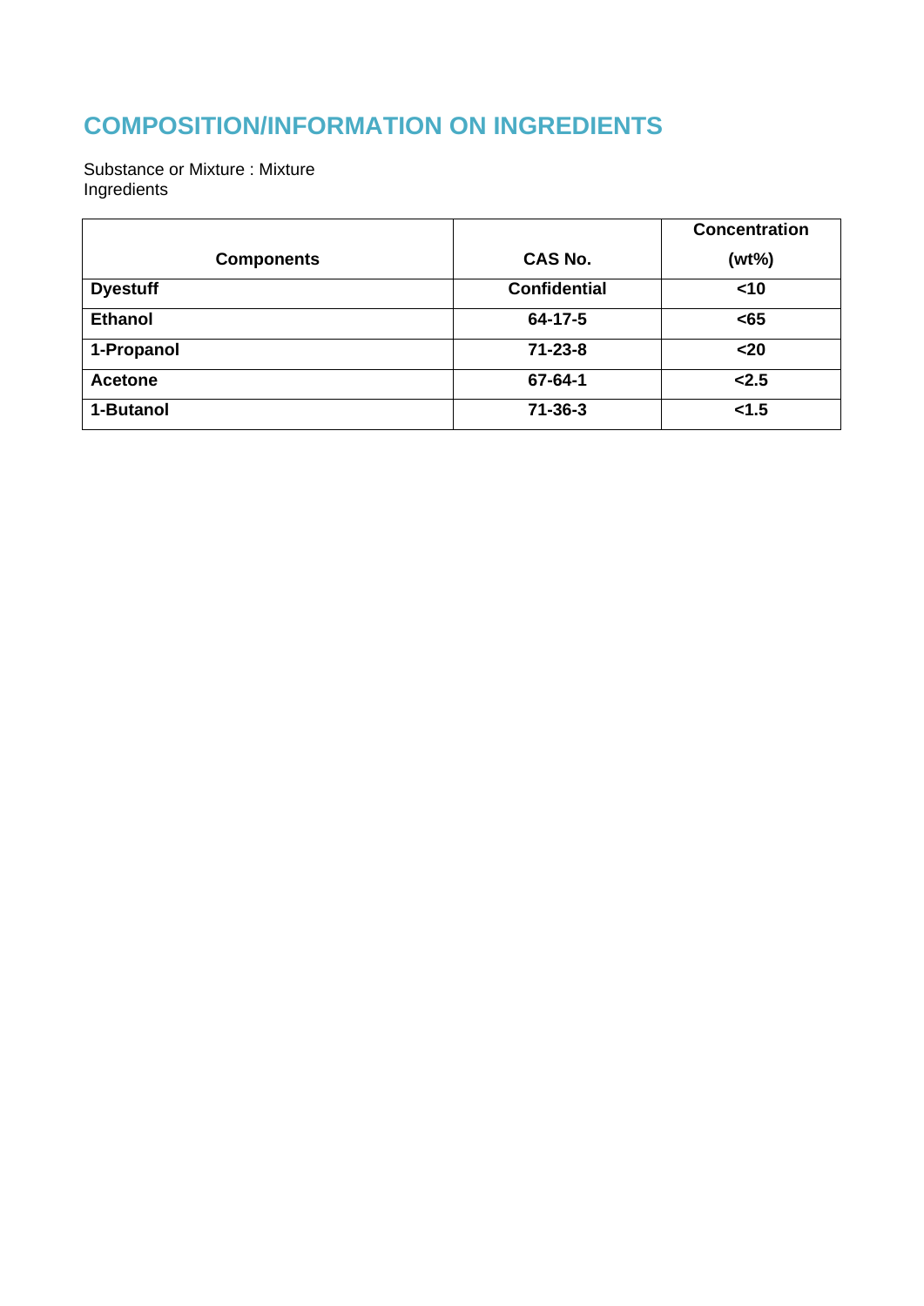## COMPOSITION/INFORMATION ON INGREDIENTS

Substance or Mixture : Mixture
Ingredients

| Components | CAS No. | Concentration (wt%) |
|---|---|---|
| **Dyestuff** | **Confidential** | **<10** |
| **Ethanol** | **64-17-5** | **<65** |
| **1-Propanol** | **71-23-8** | **<20** |
| **Acetone** | **67-64-1** | **<2.5** |
| **1-Butanol** | **71-36-3** | **<1.5** |